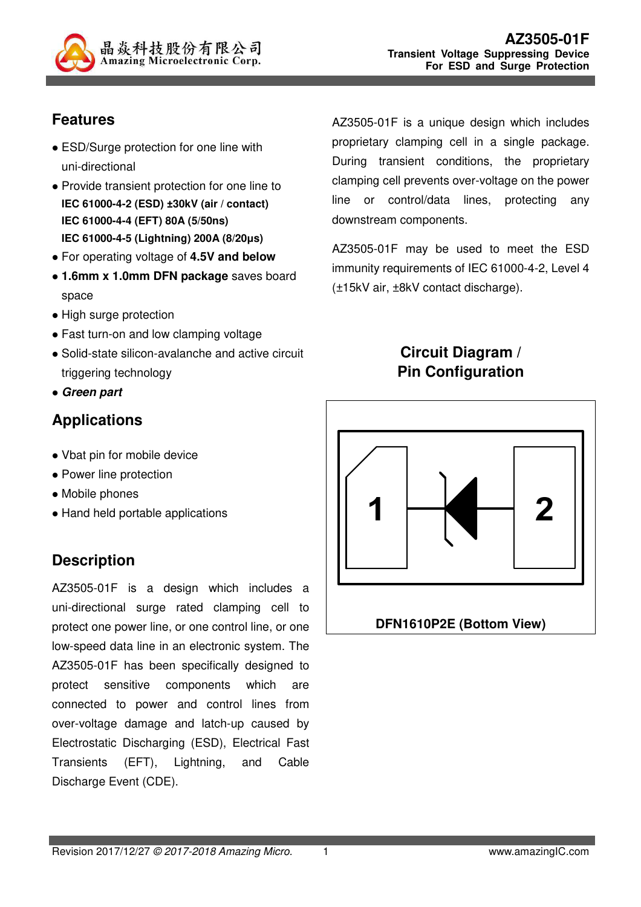# AZ3505-01F

**Transient Voltage Suppressing Device For ESD and Surge Protection**

## Features

- ESD/Surge protection for one line with uni-directional
- Provide transient protection for one line to
  **IEC 61000-4-2 (ESD) ±30kV (air / contact)**
  **IEC 61000-4-4 (EFT) 80A (5/50ns)**
  **IEC 61000-4-5 (Lightning) 200A (8/20μs)**
- For operating voltage of **4.5V and below**
- **1.6mm x 1.0mm DFN package** saves board space
- High surge protection
- Fast turn-on and low clamping voltage
- Solid-state silicon-avalanche and active circuit triggering technology
- ***Green part***

## Applications

- Vbat pin for mobile device
- Power line protection
- Mobile phones
- Hand held portable applications

## Description

AZ3505-01F is a design which includes a uni-directional surge rated clamping cell to protect one power line, or one control line, or one low-speed data line in an electronic system. The AZ3505-01F has been specifically designed to protect sensitive components which are connected to power and control lines from over-voltage damage and latch-up caused by Electrostatic Discharging (ESD), Electrical Fast Transients (EFT), Lightning, and Cable Discharge Event (CDE).

AZ3505-01F is a unique design which includes proprietary clamping cell in a single package. During transient conditions, the proprietary clamping cell prevents over-voltage on the power line or control/data lines, protecting any downstream components.

AZ3505-01F may be used to meet the ESD immunity requirements of IEC 61000-4-2, Level 4 (±15kV air, ±8kV contact discharge).

## Circuit Diagram / Pin Configuration

1 2

DFN1610P2E (Bottom View)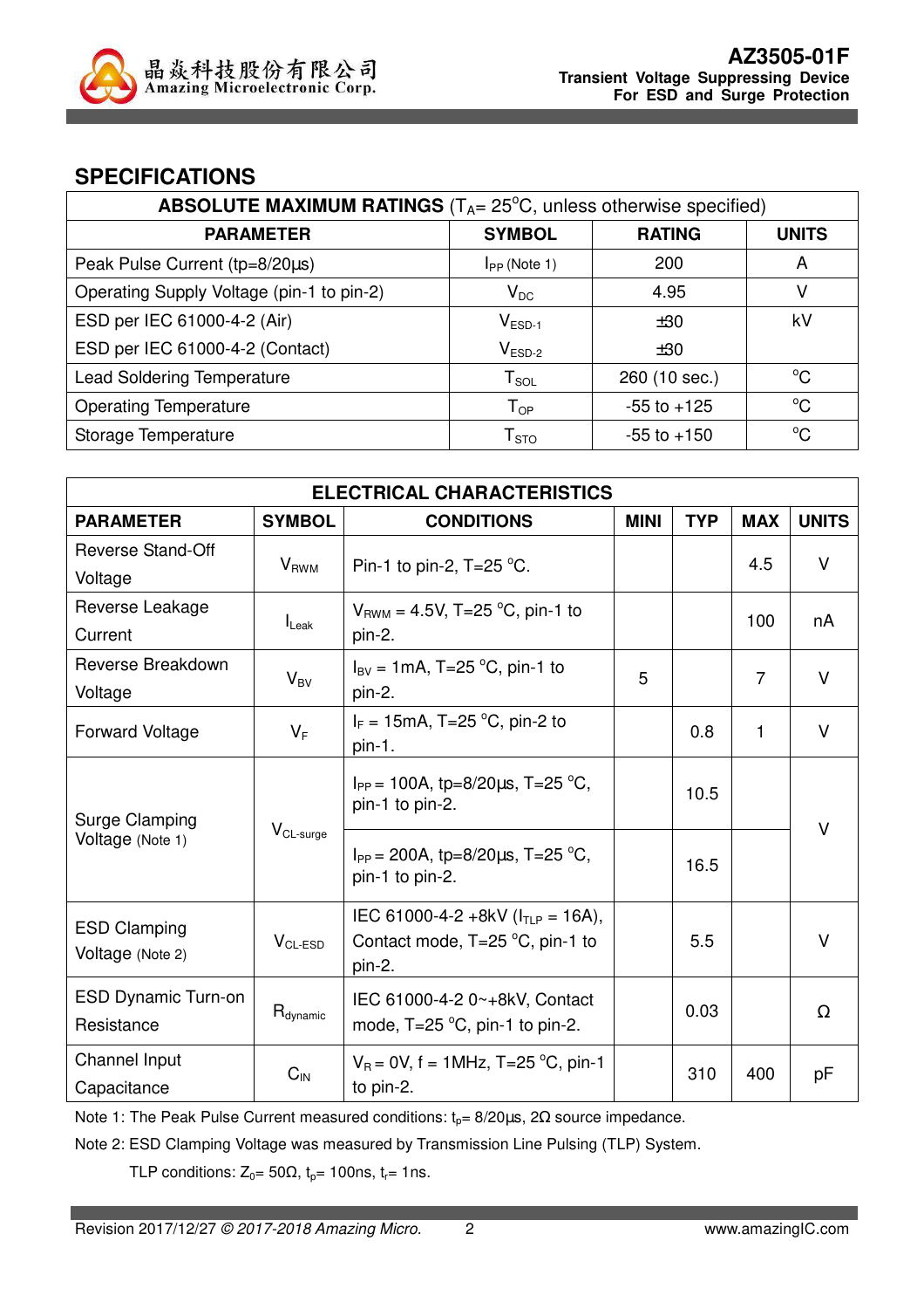## SPECIFICATIONS

| **ABSOLUTE MAXIMUM RATINGS** ($T_A$= 25°C, unless otherwise specified) | | | |
|---|---|---|---|
| **PARAMETER** | **SYMBOL** | **RATING** | **UNITS** |
| Peak Pulse Current (tp=8/20μs) | $I_{PP}$ (Note 1) | 200 | A |
| Operating Supply Voltage (pin-1 to pin-2) | $V_{DC}$ | 4.95 | V |
| ESD per IEC 61000-4-2 (Air) | $V_{ESD-1}$ | ±30 | kV |
| ESD per IEC 61000-4-2 (Contact) | $V_{ESD-2}$ | ±30 | |
| Lead Soldering Temperature | $T_{SOL}$ | 260 (10 sec.) | °C |
| Operating Temperature | $T_{OP}$ | -55 to +125 | °C |
| Storage Temperature | $T_{STO}$ | -55 to +150 | °C |

| **ELECTRICAL CHARACTERISTICS** | | | | | | |
|---|---|---|---|---|---|---|
| **PARAMETER** | **SYMBOL** | **CONDITIONS** | **MINI** | **TYP** | **MAX** | **UNITS** |
| Reverse Stand-Off Voltage | $V_{RWM}$ | Pin-1 to pin-2, T=25 °C. | | | 4.5 | V |
| Reverse Leakage Current | $I_{Leak}$ | $V_{RWM}$ = 4.5V, T=25 °C, pin-1 to pin-2. | | | 100 | nA |
| Reverse Breakdown Voltage | $V_{BV}$ | $I_{BV}$ = 1mA, T=25 °C, pin-1 to pin-2. | 5 | | 7 | V |
| Forward Voltage | $V_F$ | $I_F$ = 15mA, T=25 °C, pin-2 to pin-1. | | 0.8 | 1 | V |
| Surge Clamping Voltage (Note 1) | $V_{CL-surge}$ | $I_{PP}$ = 100A, tp=8/20μs, T=25 °C, pin-1 to pin-2. | | 10.5 | | V |
| | | $I_{PP}$ = 200A, tp=8/20μs, T=25 °C, pin-1 to pin-2. | | 16.5 | | |
| ESD Clamping Voltage (Note 2) | $V_{CL-ESD}$ | IEC 61000-4-2 +8kV ($I_{TLP}$ = 16A), Contact mode, T=25 °C, pin-1 to pin-2. | | 5.5 | | V |
| ESD Dynamic Turn-on Resistance | $R_{dynamic}$ | IEC 61000-4-2 0~+8kV, Contact mode, T=25 °C, pin-1 to pin-2. | | 0.03 | | Ω |
| Channel Input Capacitance | $C_{IN}$ | $V_R$ = 0V, f = 1MHz, T=25 °C, pin-1 to pin-2. | | 310 | 400 | pF |

Note 1: The Peak Pulse Current measured conditions: $t_p$= 8/20μs, 2Ω source impedance.

Note 2: ESD Clamping Voltage was measured by Transmission Line Pulsing (TLP) System.

TLP conditions: $Z_0$= 50Ω, $t_p$= 100ns, $t_r$= 1ns.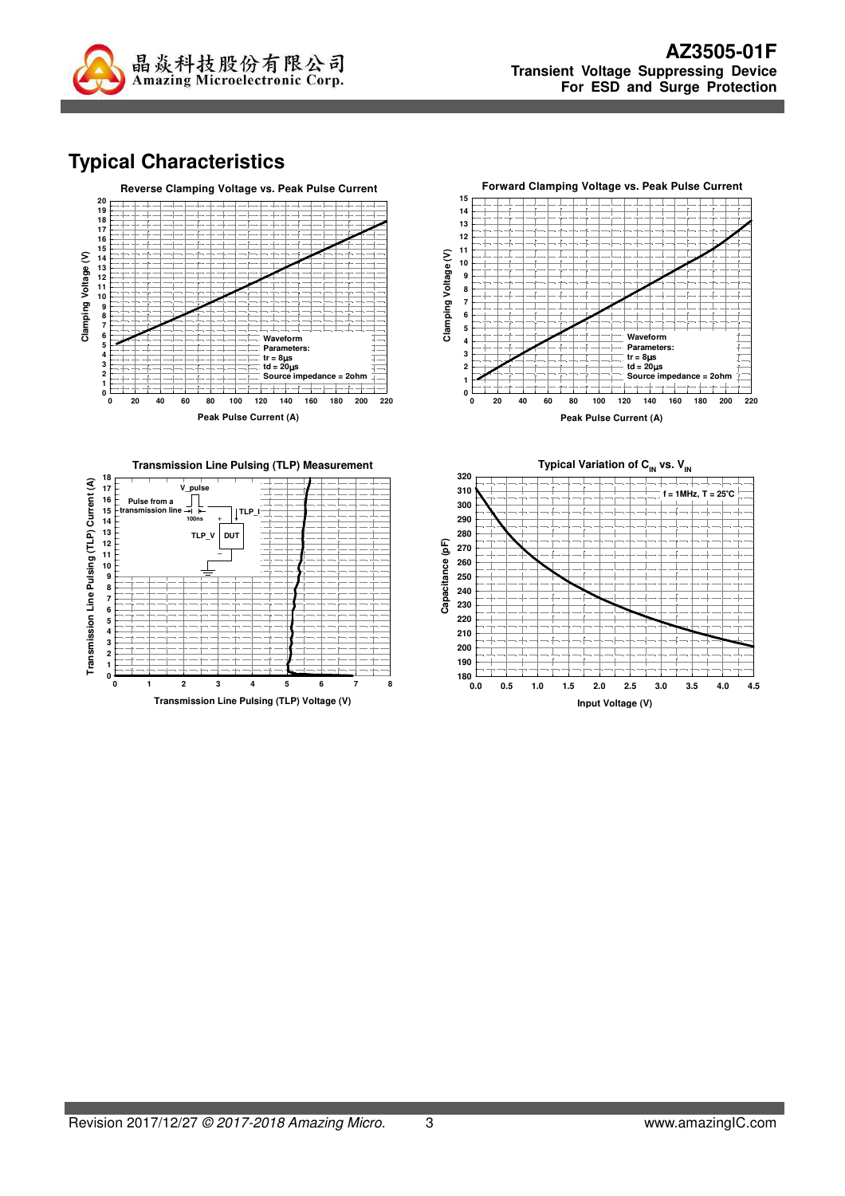## Typical Characteristics

**Reverse Clamping Voltage vs. Peak Pulse Current**

Waveform Parameters:
tr = 8μs
td = 20μs
Source impedance = 2ohm

Clamping Voltage (V)

Peak Pulse Current (A)

**Forward Clamping Voltage vs. Peak Pulse Current**

Waveform Parameters:
tr = 8μs
td = 20μs
Source impedance = 2ohm

Clamping Voltage (V)

Peak Pulse Current (A)

**Transmission Line Pulsing (TLP) Measurement**

V_pulse

Pulse from a transmission line

100ns

TLP_I

TLP_V

DUT

Transmission Line Pulsing (TLP) Current (A)

Transmission Line Pulsing (TLP) Voltage (V)

**Typical Variation of $C_{IN}$ vs. $V_{IN}$**

f = 1MHz, T = 25°C

Capacitance (pF)

Input Voltage (V)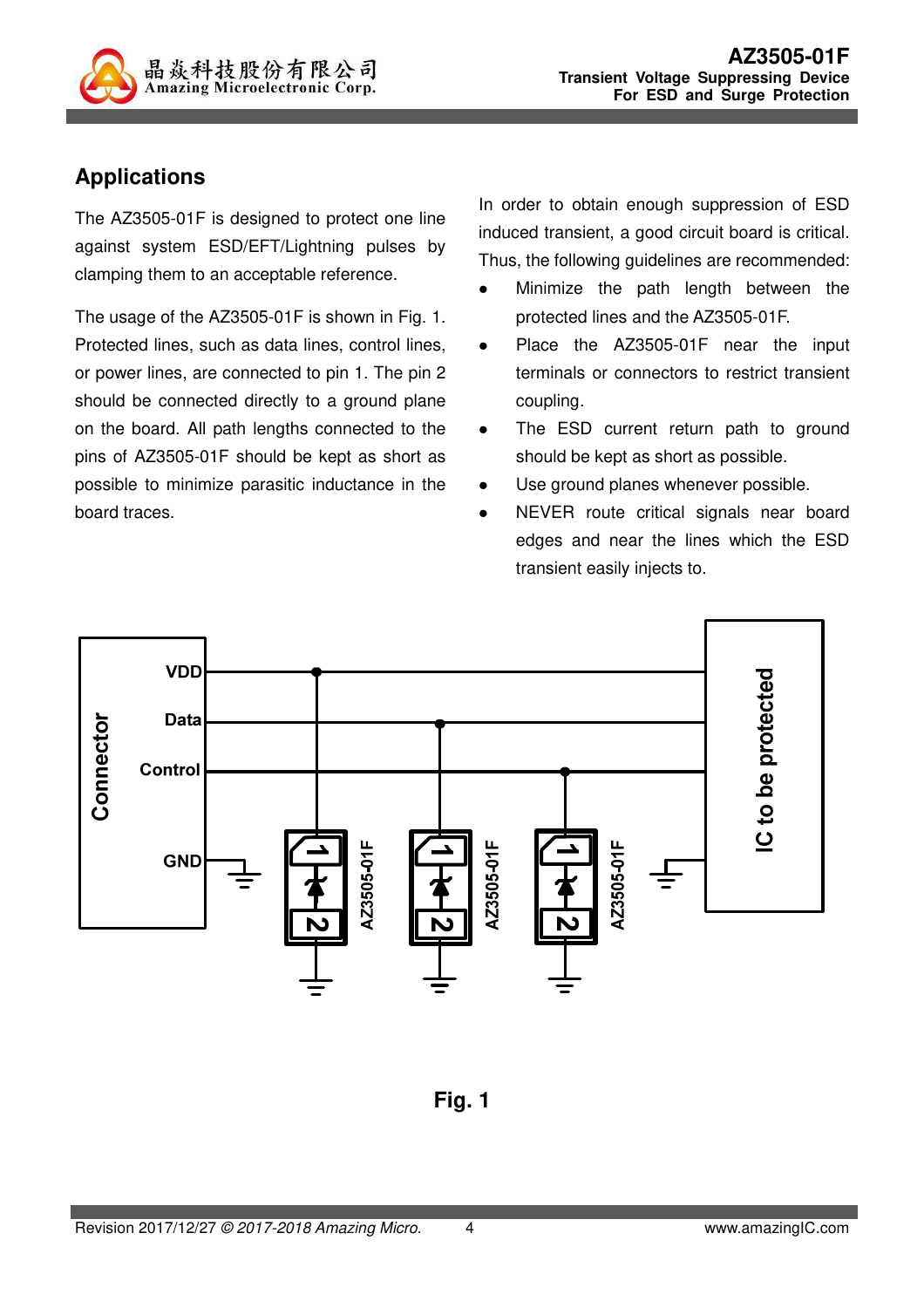## Applications

The AZ3505-01F is designed to protect one line against system ESD/EFT/Lightning pulses by clamping them to an acceptable reference.

The usage of the AZ3505-01F is shown in Fig. 1. Protected lines, such as data lines, control lines, or power lines, are connected to pin 1. The pin 2 should be connected directly to a ground plane on the board. All path lengths connected to the pins of AZ3505-01F should be kept as short as possible to minimize parasitic inductance in the board traces.

In order to obtain enough suppression of ESD induced transient, a good circuit board is critical. Thus, the following guidelines are recommended:

- Minimize the path length between the protected lines and the AZ3505-01F.
- Place the AZ3505-01F near the input terminals or connectors to restrict transient coupling.
- The ESD current return path to ground should be kept as short as possible.
- Use ground planes whenever possible.
- NEVER route critical signals near board edges and near the lines which the ESD transient easily injects to.

Fig. 1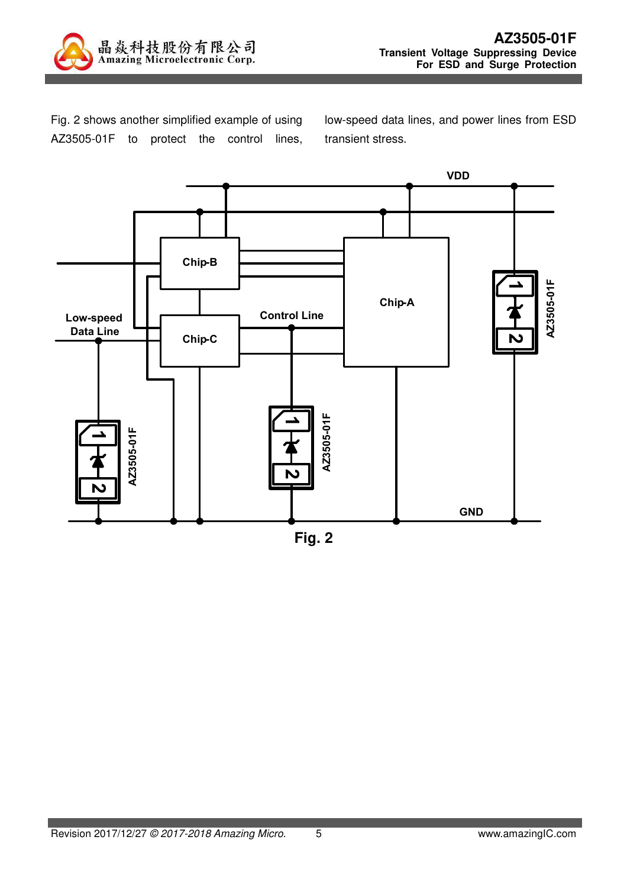Fig. 2 shows another simplified example of using AZ3505-01F to protect the control lines, low-speed data lines, and power lines from ESD transient stress.

Fig. 2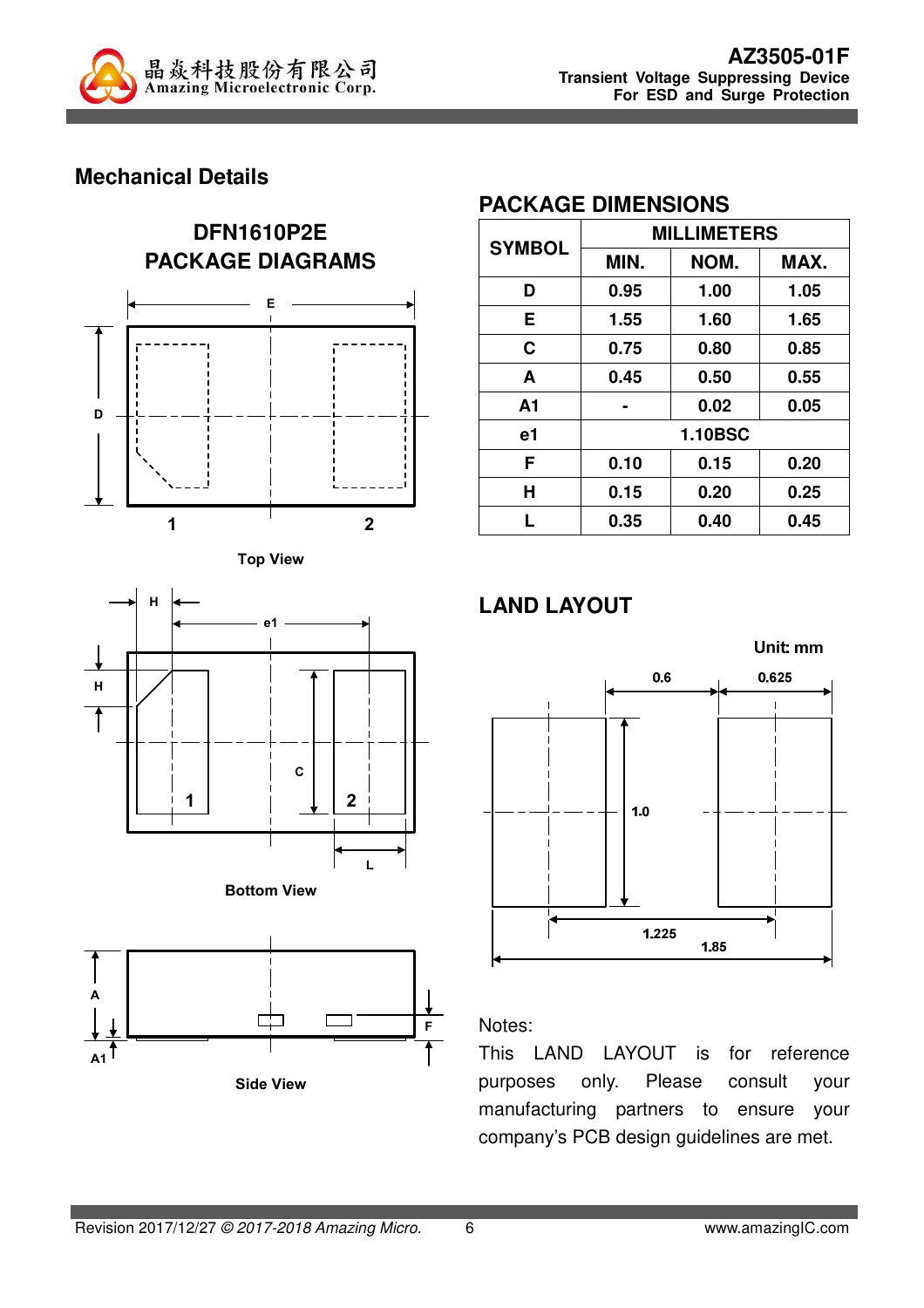## Mechanical Details

### DFN1610P2E PACKAGE DIAGRAMS

Top View

Bottom View

Side View

### PACKAGE DIMENSIONS

| SYMBOL | MILLIMETERS | | |
|---|---|---|---|
| | MIN. | NOM. | MAX. |
| D | 0.95 | 1.00 | 1.05 |
| E | 1.55 | 1.60 | 1.65 |
| C | 0.75 | 0.80 | 0.85 |
| A | 0.45 | 0.50 | 0.55 |
| A1 | - | 0.02 | 0.05 |
| e1 | 1.10BSC | | |
| F | 0.10 | 0.15 | 0.20 |
| H | 0.15 | 0.20 | 0.25 |
| L | 0.35 | 0.40 | 0.45 |

### LAND LAYOUT

Unit: mm

Notes:
This LAND LAYOUT is for reference purposes only. Please consult your manufacturing partners to ensure your company's PCB design guidelines are met.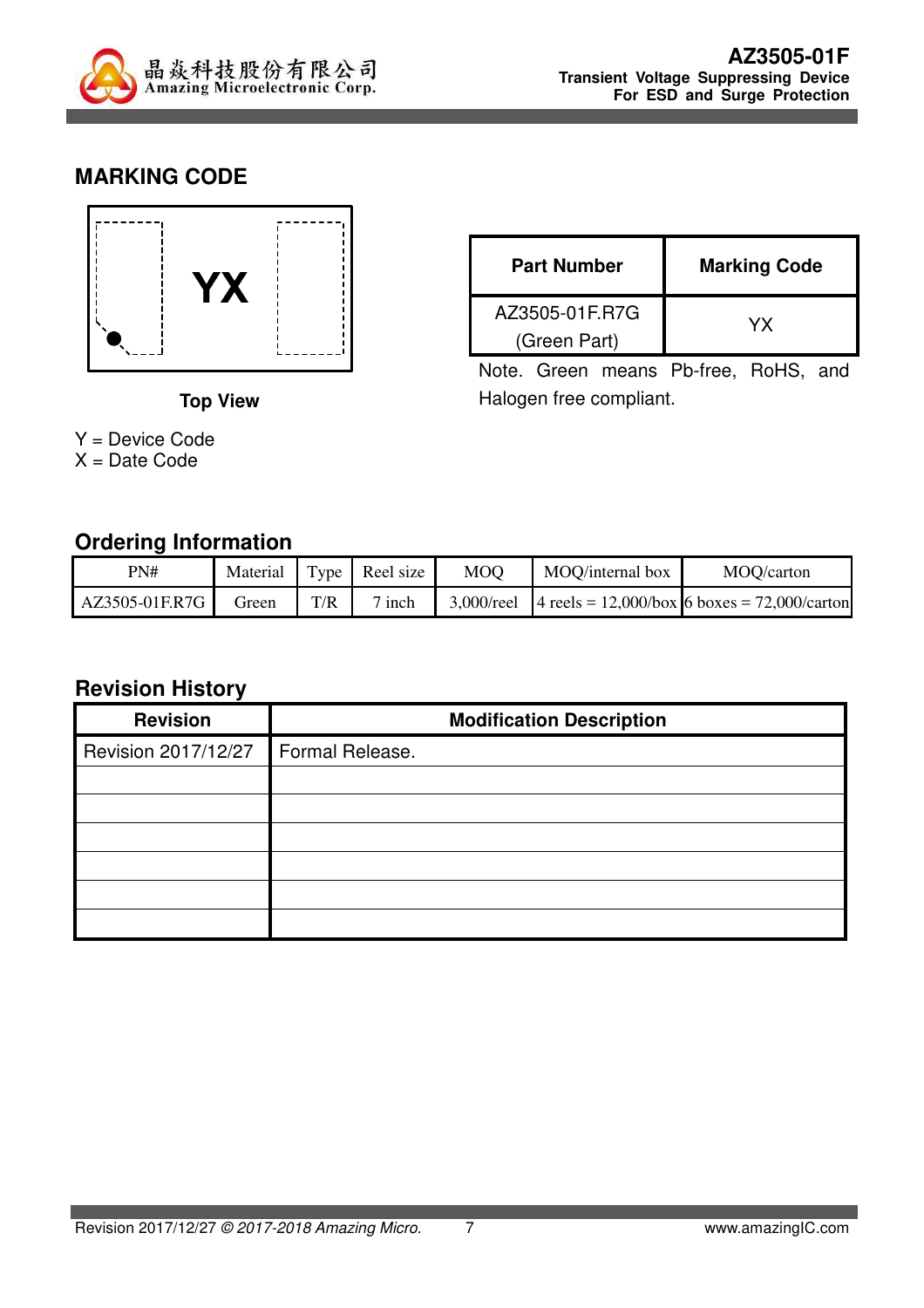## MARKING CODE

YX

**Top View**

Y = Device Code
X = Date Code

| Part Number | Marking Code |
|---|---|
| AZ3505-01F.R7G (Green Part) | YX |

Note. Green means Pb-free, RoHS, and Halogen free compliant.

## Ordering Information

| PN# | Material | Type | Reel size | MOQ | MOQ/internal box | MOQ/carton |
|---|---|---|---|---|---|---|
| AZ3505-01F.R7G | Green | T/R | 7 inch | 3,000/reel | 4 reels = 12,000/box | 6 boxes = 72,000/carton |

## Revision History

| Revision | Modification Description |
|---|---|
| Revision 2017/12/27 | Formal Release. |
| | |
| | |
| | |
| | |
| | |
| | |